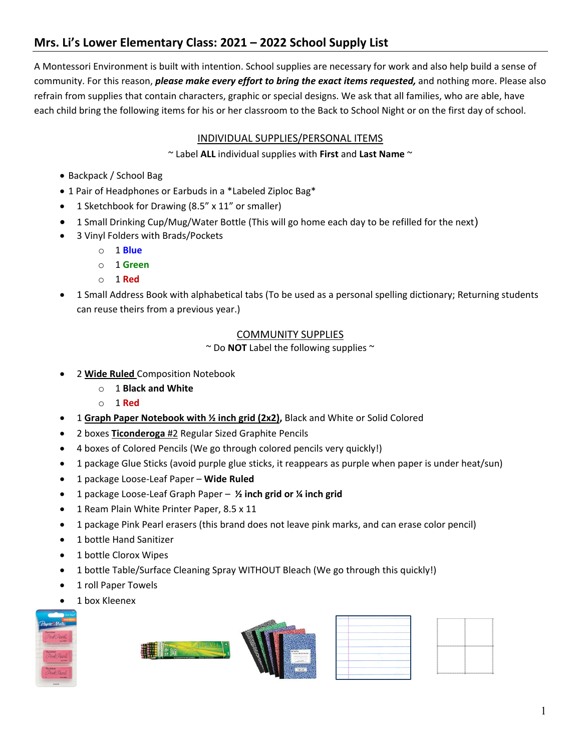## Mrs. Li's Lower Elementary Class: 2021 – 2022 School Supply List

A Montessori Environment is built with intention. School supplies are necessary for work and also help build a sense of community. For this reason, ***please make every effort to bring the exact items requested,*** and nothing more. Please also refrain from supplies that contain characters, graphic or special designs. We ask that all families, who are able, have each child bring the following items for his or her classroom to the Back to School Night or on the first day of school.

### INDIVIDUAL SUPPLIES/PERSONAL ITEMS

~ Label **ALL** individual supplies with **First** and **Last Name** ~

- Backpack / School Bag
- 1 Pair of Headphones or Earbuds in a *Labeled Ziploc Bag*
- 1 Sketchbook for Drawing (8.5" x 11" or smaller)
- 1 Small Drinking Cup/Mug/Water Bottle (This will go home each day to be refilled for the next)
- 3 Vinyl Folders with Brads/Pockets
  - 1 **Blue**
  - 1 **Green**
  - 1 **Red**
- 1 Small Address Book with alphabetical tabs (To be used as a personal spelling dictionary; Returning students can reuse theirs from a previous year.)

### COMMUNITY SUPPLIES

~ Do **NOT** Label the following supplies ~

- 2 **Wide Ruled** Composition Notebook
  - 1 **Black and White**
  - 1 **Red**
- 1 **Graph Paper Notebook with ½ inch grid (2x2),** Black and White or Solid Colored
- 2 boxes **Ticonderoga** #2 Regular Sized Graphite Pencils
- 4 boxes of Colored Pencils (We go through colored pencils very quickly!)
- 1 package Glue Sticks (avoid purple glue sticks, it reappears as purple when paper is under heat/sun)
- 1 package Loose-Leaf Paper – **Wide Ruled**
- 1 package Loose-Leaf Graph Paper – **½ inch grid or ¼ inch grid**
- 1 Ream Plain White Printer Paper, 8.5 x 11
- 1 package Pink Pearl erasers (this brand does not leave pink marks, and can erase color pencil)
- 1 bottle Hand Sanitizer
- 1 bottle Clorox Wipes
- 1 bottle Table/Surface Cleaning Spray WITHOUT Bleach (We go through this quickly!)
- 1 roll Paper Towels
- 1 box Kleenex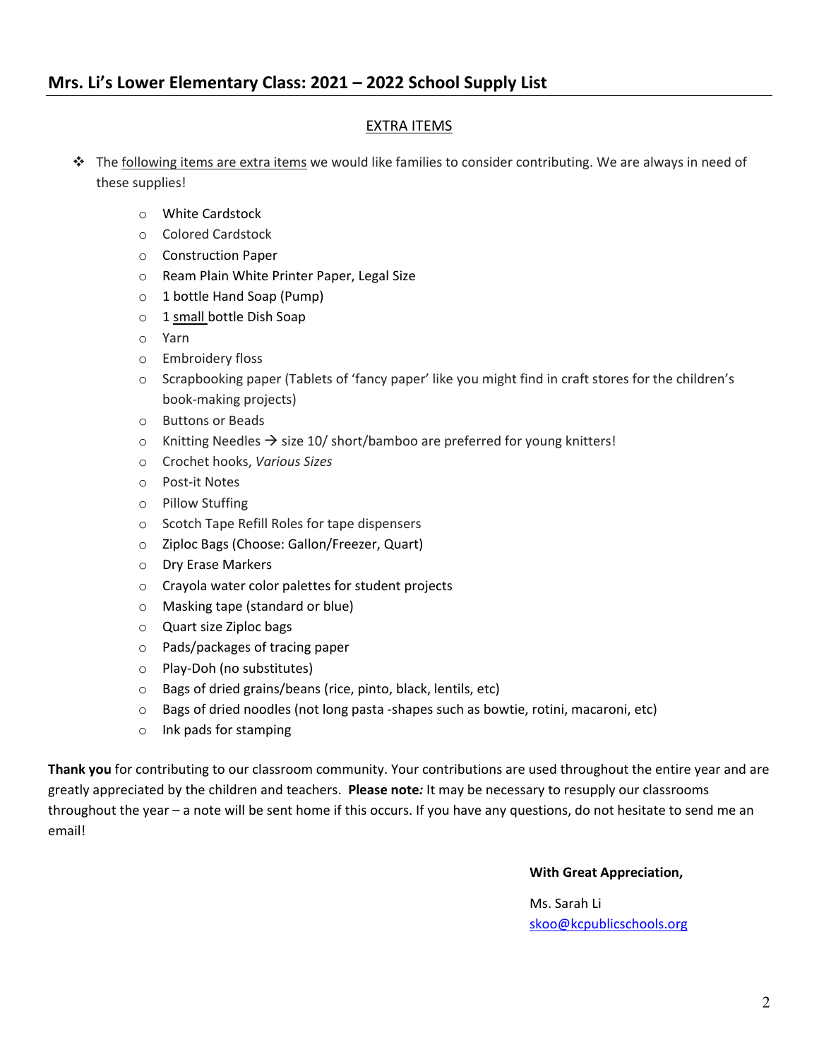## Mrs. Li's Lower Elementary Class: 2021 – 2022 School Supply List

EXTRA ITEMS

- The following items are extra items we would like families to consider contributing. We are always in need of these supplies!
  - White Cardstock
  - Colored Cardstock
  - Construction Paper
  - Ream Plain White Printer Paper, Legal Size
  - 1 bottle Hand Soap (Pump)
  - 1 small bottle Dish Soap
  - Yarn
  - Embroidery floss
  - Scrapbooking paper (Tablets of 'fancy paper' like you might find in craft stores for the children's book-making projects)
  - Buttons or Beads
  - Knitting Needles → size 10/ short/bamboo are preferred for young knitters!
  - Crochet hooks, *Various Sizes*
  - Post-it Notes
  - Pillow Stuffing
  - Scotch Tape Refill Roles for tape dispensers
  - Ziploc Bags (Choose: Gallon/Freezer, Quart)
  - Dry Erase Markers
  - Crayola water color palettes for student projects
  - Masking tape (standard or blue)
  - Quart size Ziploc bags
  - Pads/packages of tracing paper
  - Play-Doh (no substitutes)
  - Bags of dried grains/beans (rice, pinto, black, lentils, etc)
  - Bags of dried noodles (not long pasta -shapes such as bowtie, rotini, macaroni, etc)
  - Ink pads for stamping

**Thank you** for contributing to our classroom community. Your contributions are used throughout the entire year and are greatly appreciated by the children and teachers. **Please note*:*** It may be necessary to resupply our classrooms throughout the year – a note will be sent home if this occurs. If you have any questions, do not hesitate to send me an email!

**With Great Appreciation,**

Ms. Sarah Li
skoo@kcpublicschools.org